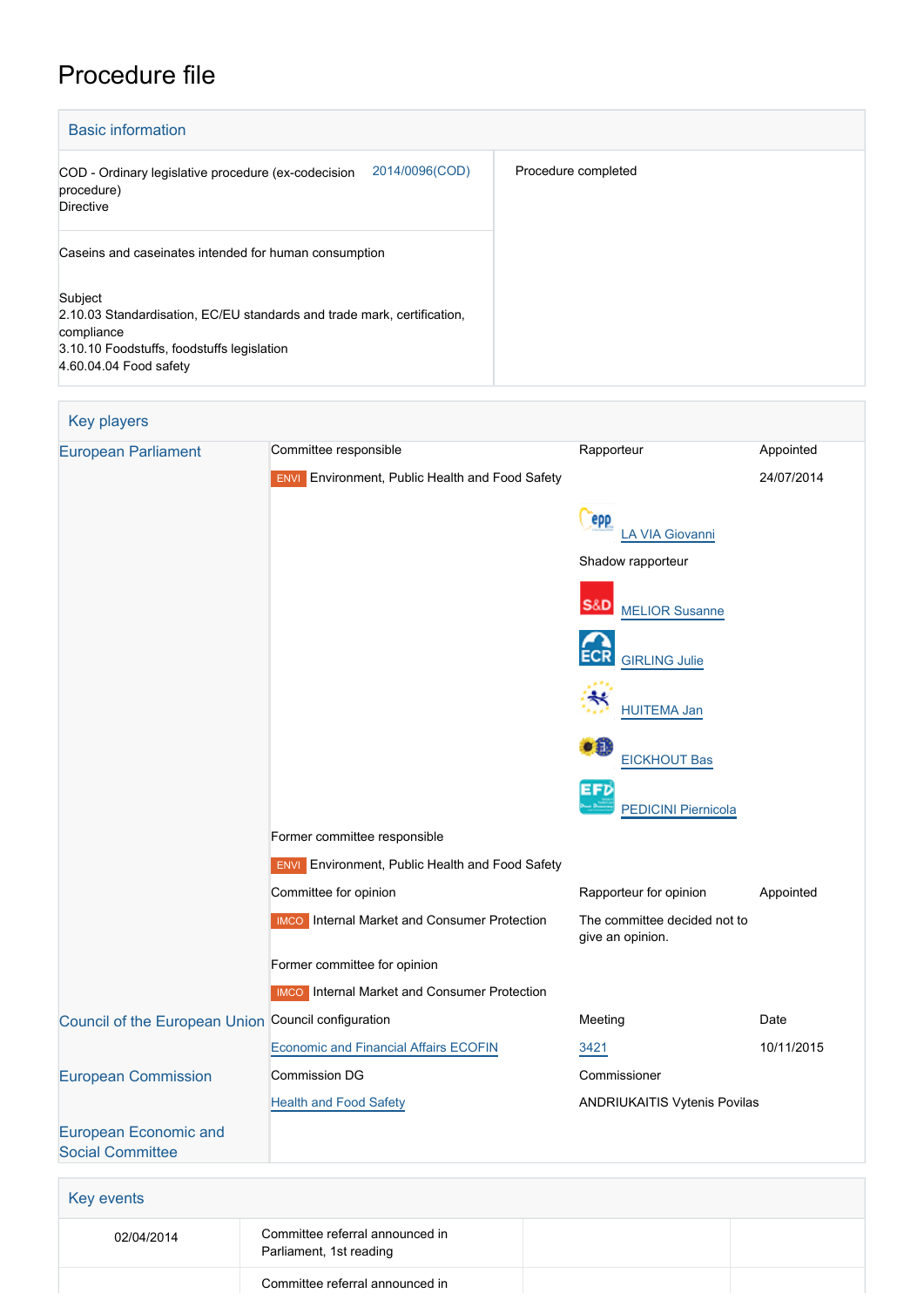# Procedure file

## Basic information

| | | |
|---|---|---|
| COD - Ordinary legislative procedure (ex-codecision procedure)<br>Directive | 2014/0096(COD) | Procedure completed |
| Caseins and caseinates intended for human consumption<br><br>Subject<br>2.10.03 Standardisation, EC/EU standards and trade mark, certification, compliance<br>3.10.10 Foodstuffs, foodstuffs legislation<br>4.60.04.04 Food safety | | |

## Key players

| | | | |
|---|---|---|---|
| European Parliament | Committee responsible | Rapporteur | Appointed |
| | ENVI Environment, Public Health and Food Safety | | 24/07/2014 |
| | | LA VIA Giovanni | |
| | | Shadow rapporteur | |
| | | MELIOR Susanne | |
| | | GIRLING Julie | |
| | | HUITEMA Jan | |
| | | EICKHOUT Bas | |
| | | PEDICINI Piernicola | |
| | Former committee responsible | | |
| | ENVI Environment, Public Health and Food Safety | | |
| | Committee for opinion | Rapporteur for opinion | Appointed |
| | IMCO Internal Market and Consumer Protection | The committee decided not to give an opinion. | |
| | Former committee for opinion | | |
| | IMCO Internal Market and Consumer Protection | | |
| Council of the European Union | Council configuration | Meeting | Date |
| | Economic and Financial Affairs ECOFIN | 3421 | 10/11/2015 |
| European Commission | Commission DG | Commissioner | |
| | Health and Food Safety | ANDRIUKAITIS Vytenis Povilas | |
| European Economic and Social Committee | | | |

## Key events

| | | | |
|---|---|---|---|
| 02/04/2014 | Committee referral announced in Parliament, 1st reading | | |
| | Committee referral announced in | | |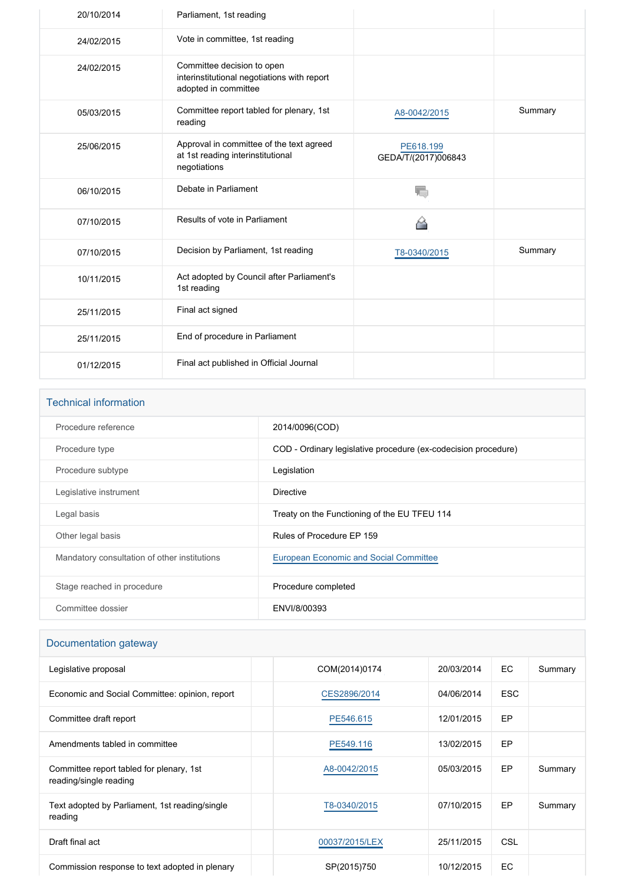| | | | |
|---|---|---|---|
| 20/10/2014 | Parliament, 1st reading | | |
| 24/02/2015 | Vote in committee, 1st reading | | |
| 24/02/2015 | Committee decision to open interinstitutional negotiations with report adopted in committee | | |
| 05/03/2015 | Committee report tabled for plenary, 1st reading | A8-0042/2015 | Summary |
| 25/06/2015 | Approval in committee of the text agreed at 1st reading interinstitutional negotiations | PE618.199 GEDA/T/(2017)006843 | |
| 06/10/2015 | Debate in Parliament | | |
| 07/10/2015 | Results of vote in Parliament | | |
| 07/10/2015 | Decision by Parliament, 1st reading | T8-0340/2015 | Summary |
| 10/11/2015 | Act adopted by Council after Parliament's 1st reading | | |
| 25/11/2015 | Final act signed | | |
| 25/11/2015 | End of procedure in Parliament | | |
| 01/12/2015 | Final act published in Official Journal | | |

## Technical information

| | |
|---|---|
| Procedure reference | 2014/0096(COD) |
| Procedure type | COD - Ordinary legislative procedure (ex-codecision procedure) |
| Procedure subtype | Legislation |
| Legislative instrument | Directive |
| Legal basis | Treaty on the Functioning of the EU TFEU 114 |
| Other legal basis | Rules of Procedure EP 159 |
| Mandatory consultation of other institutions | European Economic and Social Committee |
| Stage reached in procedure | Procedure completed |
| Committee dossier | ENVI/8/00393 |

## Documentation gateway

| | | | | | |
|---|---|---|---|---|---|
| Legislative proposal | | COM(2014)0174 | 20/03/2014 | EC | Summary |
| Economic and Social Committee: opinion, report | | CES2896/2014 | 04/06/2014 | ESC | |
| Committee draft report | | PE546.615 | 12/01/2015 | EP | |
| Amendments tabled in committee | | PE549.116 | 13/02/2015 | EP | |
| Committee report tabled for plenary, 1st reading/single reading | | A8-0042/2015 | 05/03/2015 | EP | Summary |
| Text adopted by Parliament, 1st reading/single reading | | T8-0340/2015 | 07/10/2015 | EP | Summary |
| Draft final act | | 00037/2015/LEX | 25/11/2015 | CSL | |
| Commission response to text adopted in plenary | | SP(2015)750 | 10/12/2015 | EC | |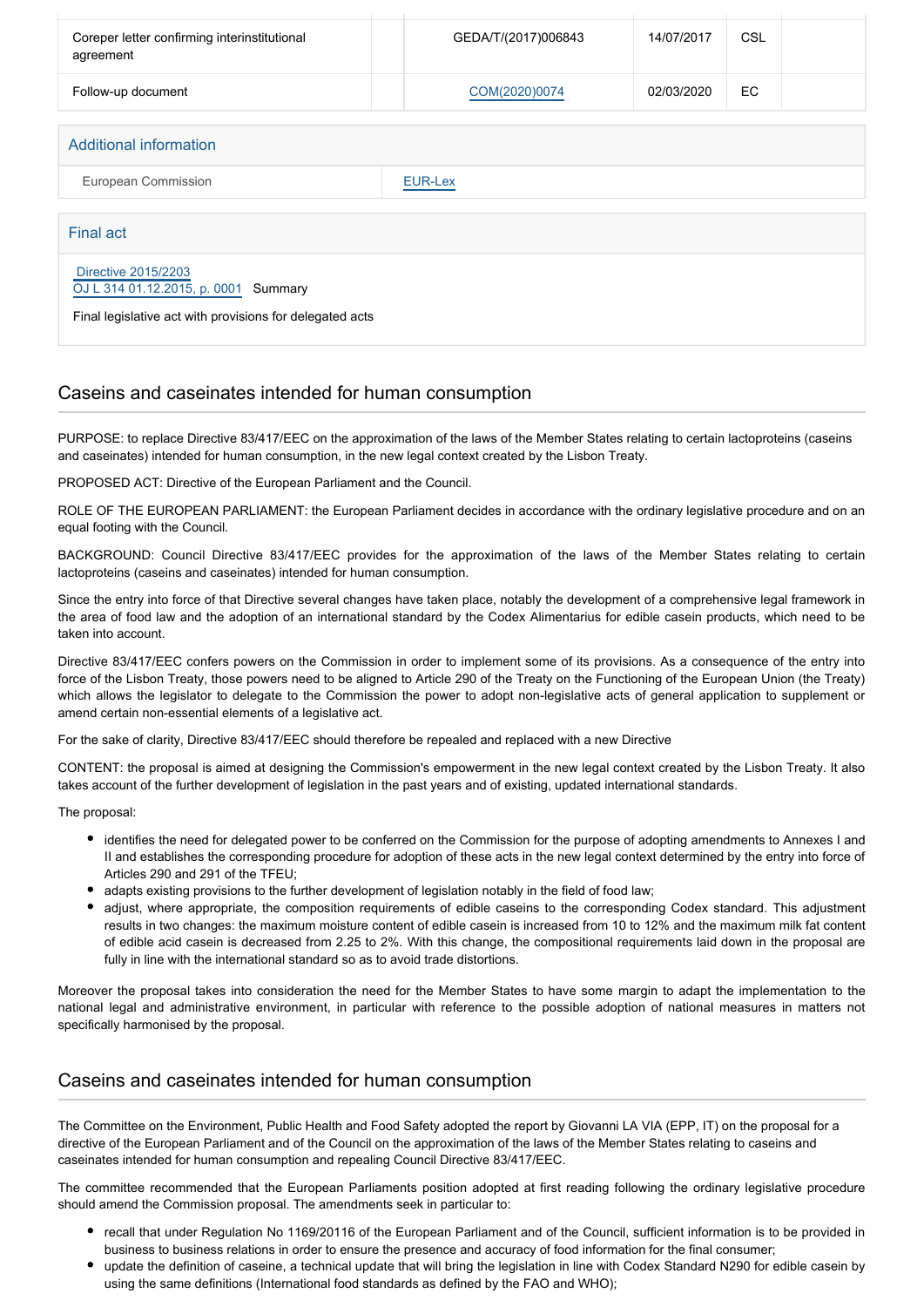| Coreper letter confirming interinstitutional agreement | | GEDA/T/(2017)006843 | 14/07/2017 | CSL | |
|---|---|---|---|---|---|
| Follow-up document | | COM(2020)0074 | 02/03/2020 | EC | |

## Additional information

| European Commission | EUR-Lex |
|---|---|

## Final act

Directive 2015/2203
OJ L 314 01.12.2015, p. 0001 Summary

Final legislative act with provisions for delegated acts

## Caseins and caseinates intended for human consumption

PURPOSE: to replace Directive 83/417/EEC on the approximation of the laws of the Member States relating to certain lactoproteins (caseins and caseinates) intended for human consumption, in the new legal context created by the Lisbon Treaty.

PROPOSED ACT: Directive of the European Parliament and the Council.

ROLE OF THE EUROPEAN PARLIAMENT: the European Parliament decides in accordance with the ordinary legislative procedure and on an equal footing with the Council.

BACKGROUND: Council Directive 83/417/EEC provides for the approximation of the laws of the Member States relating to certain lactoproteins (caseins and caseinates) intended for human consumption.

Since the entry into force of that Directive several changes have taken place, notably the development of a comprehensive legal framework in the area of food law and the adoption of an international standard by the Codex Alimentarius for edible casein products, which need to be taken into account.

Directive 83/417/EEC confers powers on the Commission in order to implement some of its provisions. As a consequence of the entry into force of the Lisbon Treaty, those powers need to be aligned to Article 290 of the Treaty on the Functioning of the European Union (the Treaty) which allows the legislator to delegate to the Commission the power to adopt non-legislative acts of general application to supplement or amend certain non-essential elements of a legislative act.

For the sake of clarity, Directive 83/417/EEC should therefore be repealed and replaced with a new Directive

CONTENT: the proposal is aimed at designing the Commission's empowerment in the new legal context created by the Lisbon Treaty. It also takes account of the further development of legislation in the past years and of existing, updated international standards.

The proposal:

- identifies the need for delegated power to be conferred on the Commission for the purpose of adopting amendments to Annexes I and II and establishes the corresponding procedure for adoption of these acts in the new legal context determined by the entry into force of Articles 290 and 291 of the TFEU;
- adapts existing provisions to the further development of legislation notably in the field of food law;
- adjust, where appropriate, the composition requirements of edible caseins to the corresponding Codex standard. This adjustment results in two changes: the maximum moisture content of edible casein is increased from 10 to 12% and the maximum milk fat content of edible acid casein is decreased from 2.25 to 2%. With this change, the compositional requirements laid down in the proposal are fully in line with the international standard so as to avoid trade distortions.

Moreover the proposal takes into consideration the need for the Member States to have some margin to adapt the implementation to the national legal and administrative environment, in particular with reference to the possible adoption of national measures in matters not specifically harmonised by the proposal.

## Caseins and caseinates intended for human consumption

The Committee on the Environment, Public Health and Food Safety adopted the report by Giovanni LA VIA (EPP, IT) on the proposal for a directive of the European Parliament and of the Council on the approximation of the laws of the Member States relating to caseins and caseinates intended for human consumption and repealing Council Directive 83/417/EEC.

The committee recommended that the European Parliaments position adopted at first reading following the ordinary legislative procedure should amend the Commission proposal. The amendments seek in particular to:

- recall that under Regulation No 1169/20116 of the European Parliament and of the Council, sufficient information is to be provided in business to business relations in order to ensure the presence and accuracy of food information for the final consumer;
- update the definition of caseine, a technical update that will bring the legislation in line with Codex Standard N290 for edible casein by using the same definitions (International food standards as defined by the FAO and WHO);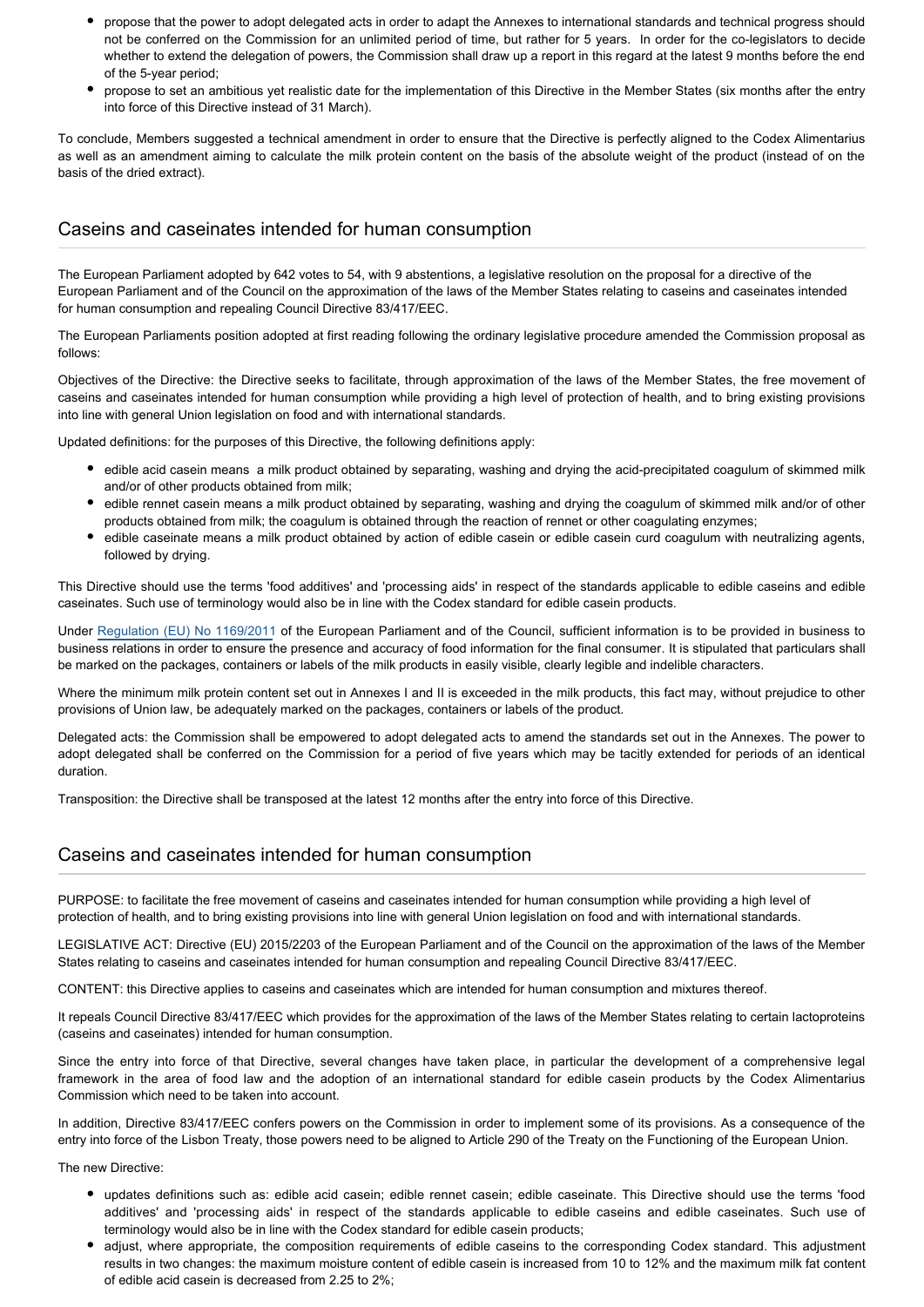- propose that the power to adopt delegated acts in order to adapt the Annexes to international standards and technical progress should not be conferred on the Commission for an unlimited period of time, but rather for 5 years. In order for the co-legislators to decide whether to extend the delegation of powers, the Commission shall draw up a report in this regard at the latest 9 months before the end of the 5-year period;
- propose to set an ambitious yet realistic date for the implementation of this Directive in the Member States (six months after the entry into force of this Directive instead of 31 March).

To conclude, Members suggested a technical amendment in order to ensure that the Directive is perfectly aligned to the Codex Alimentarius as well as an amendment aiming to calculate the milk protein content on the basis of the absolute weight of the product (instead of on the basis of the dried extract).

## Caseins and caseinates intended for human consumption

The European Parliament adopted by 642 votes to 54, with 9 abstentions, a legislative resolution on the proposal for a directive of the European Parliament and of the Council on the approximation of the laws of the Member States relating to caseins and caseinates intended for human consumption and repealing Council Directive 83/417/EEC.

The European Parliaments position adopted at first reading following the ordinary legislative procedure amended the Commission proposal as follows:

Objectives of the Directive: the Directive seeks to facilitate, through approximation of the laws of the Member States, the free movement of caseins and caseinates intended for human consumption while providing a high level of protection of health, and to bring existing provisions into line with general Union legislation on food and with international standards.

Updated definitions: for the purposes of this Directive, the following definitions apply:

- edible acid casein means a milk product obtained by separating, washing and drying the acid-precipitated coagulum of skimmed milk and/or of other products obtained from milk;
- edible rennet casein means a milk product obtained by separating, washing and drying the coagulum of skimmed milk and/or of other products obtained from milk; the coagulum is obtained through the reaction of rennet or other coagulating enzymes;
- edible caseinate means a milk product obtained by action of edible casein or edible casein curd coagulum with neutralizing agents, followed by drying.

This Directive should use the terms 'food additives' and 'processing aids' in respect of the standards applicable to edible caseins and edible caseinates. Such use of terminology would also be in line with the Codex standard for edible casein products.

Under Regulation (EU) No 1169/2011 of the European Parliament and of the Council, sufficient information is to be provided in business to business relations in order to ensure the presence and accuracy of food information for the final consumer. It is stipulated that particulars shall be marked on the packages, containers or labels of the milk products in easily visible, clearly legible and indelible characters.

Where the minimum milk protein content set out in Annexes I and II is exceeded in the milk products, this fact may, without prejudice to other provisions of Union law, be adequately marked on the packages, containers or labels of the product.

Delegated acts: the Commission shall be empowered to adopt delegated acts to amend the standards set out in the Annexes. The power to adopt delegated shall be conferred on the Commission for a period of five years which may be tacitly extended for periods of an identical duration.

Transposition: the Directive shall be transposed at the latest 12 months after the entry into force of this Directive.

## Caseins and caseinates intended for human consumption

PURPOSE: to facilitate the free movement of caseins and caseinates intended for human consumption while providing a high level of protection of health, and to bring existing provisions into line with general Union legislation on food and with international standards.

LEGISLATIVE ACT: Directive (EU) 2015/2203 of the European Parliament and of the Council on the approximation of the laws of the Member States relating to caseins and caseinates intended for human consumption and repealing Council Directive 83/417/EEC.

CONTENT: this Directive applies to caseins and caseinates which are intended for human consumption and mixtures thereof.

It repeals Council Directive 83/417/EEC which provides for the approximation of the laws of the Member States relating to certain lactoproteins (caseins and caseinates) intended for human consumption.

Since the entry into force of that Directive, several changes have taken place, in particular the development of a comprehensive legal framework in the area of food law and the adoption of an international standard for edible casein products by the Codex Alimentarius Commission which need to be taken into account.

In addition, Directive 83/417/EEC confers powers on the Commission in order to implement some of its provisions. As a consequence of the entry into force of the Lisbon Treaty, those powers need to be aligned to Article 290 of the Treaty on the Functioning of the European Union.

The new Directive:

- updates definitions such as: edible acid casein; edible rennet casein; edible caseinate. This Directive should use the terms 'food additives' and 'processing aids' in respect of the standards applicable to edible caseins and edible caseinates. Such use of terminology would also be in line with the Codex standard for edible casein products;
- adjust, where appropriate, the composition requirements of edible caseins to the corresponding Codex standard. This adjustment results in two changes: the maximum moisture content of edible casein is increased from 10 to 12% and the maximum milk fat content of edible acid casein is decreased from 2.25 to 2%;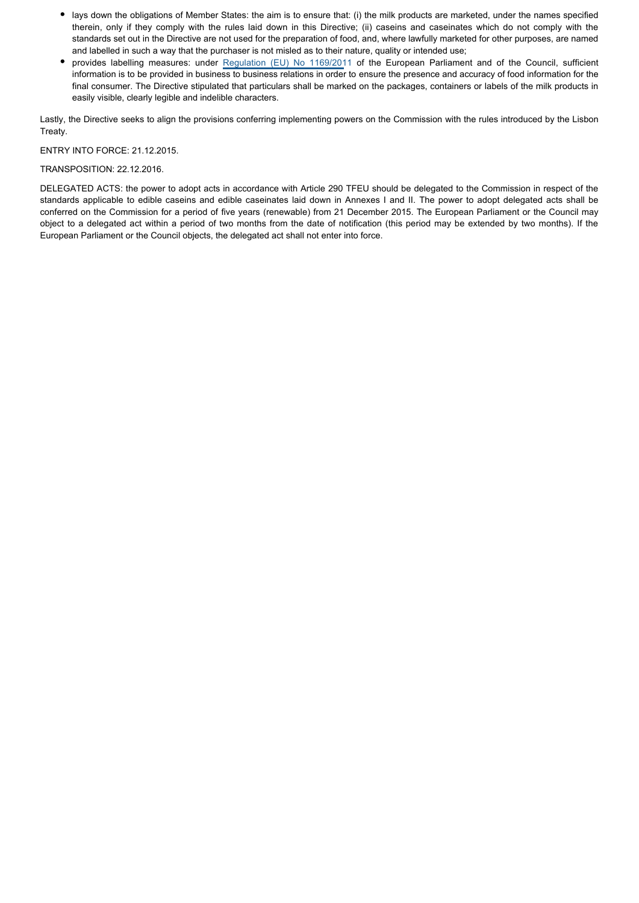- lays down the obligations of Member States: the aim is to ensure that: (i) the milk products are marketed, under the names specified therein, only if they comply with the rules laid down in this Directive; (ii) caseins and caseinates which do not comply with the standards set out in the Directive are not used for the preparation of food, and, where lawfully marketed for other purposes, are named and labelled in such a way that the purchaser is not misled as to their nature, quality or intended use;
- provides labelling measures: under Regulation (EU) No 1169/2011 of the European Parliament and of the Council, sufficient information is to be provided in business to business relations in order to ensure the presence and accuracy of food information for the final consumer. The Directive stipulated that particulars shall be marked on the packages, containers or labels of the milk products in easily visible, clearly legible and indelible characters.

Lastly, the Directive seeks to align the provisions conferring implementing powers on the Commission with the rules introduced by the Lisbon Treaty.

ENTRY INTO FORCE: 21.12.2015.

TRANSPOSITION: 22.12.2016.

DELEGATED ACTS: the power to adopt acts in accordance with Article 290 TFEU should be delegated to the Commission in respect of the standards applicable to edible caseins and edible caseinates laid down in Annexes I and II. The power to adopt delegated acts shall be conferred on the Commission for a period of five years (renewable) from 21 December 2015. The European Parliament or the Council may object to a delegated act within a period of two months from the date of notification (this period may be extended by two months). If the European Parliament or the Council objects, the delegated act shall not enter into force.